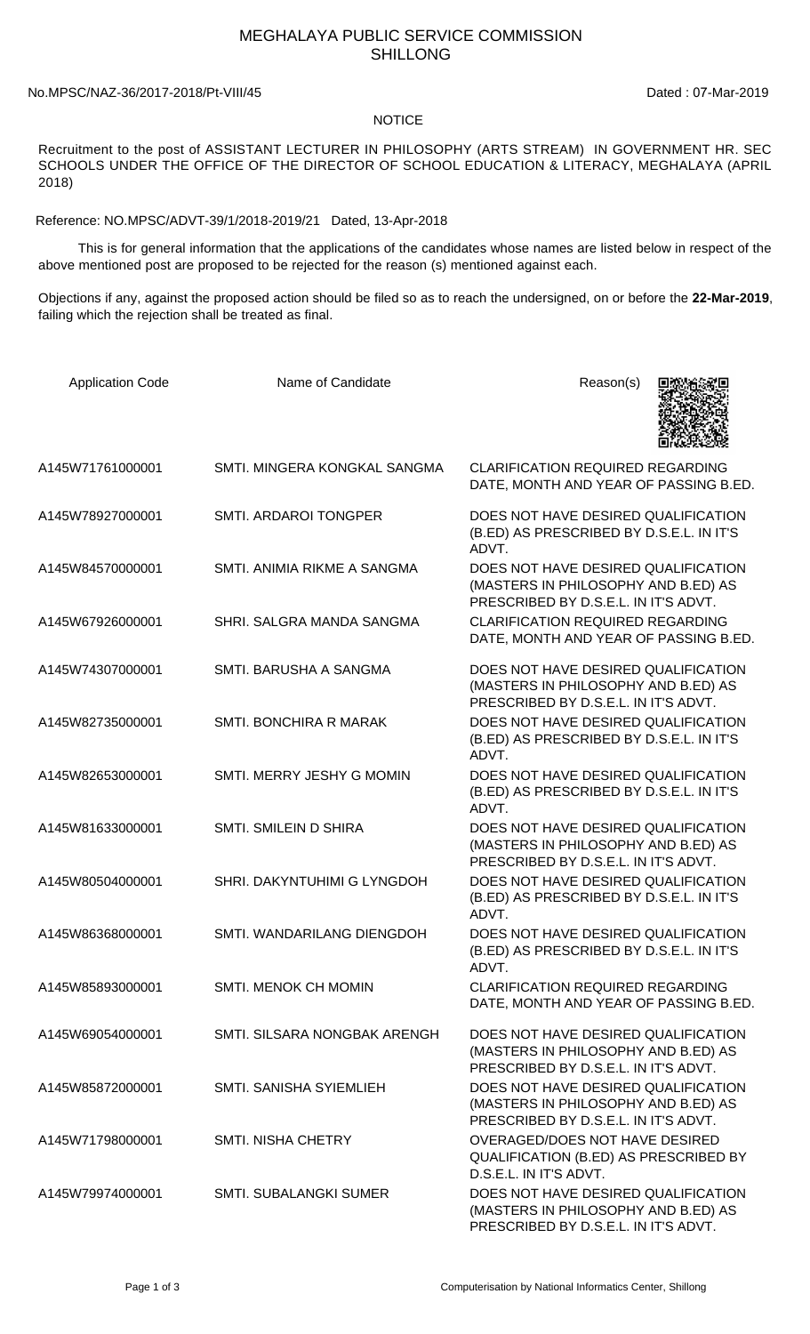# MEGHALAYA PUBLIC SERVICE COMMISSION
## SHILLONG

No.MPSC/NAZ-36/2017-2018/Pt-VIII/45 Dated : 07-Mar-2019

NOTICE

Recruitment to the post of ASSISTANT LECTURER IN PHILOSOPHY (ARTS STREAM) IN GOVERNMENT HR. SEC SCHOOLS UNDER THE OFFICE OF THE DIRECTOR OF SCHOOL EDUCATION & LITERACY, MEGHALAYA (APRIL 2018)

Reference: NO.MPSC/ADVT-39/1/2018-2019/21 Dated, 13-Apr-2018

This is for general information that the applications of the candidates whose names are listed below in respect of the above mentioned post are proposed to be rejected for the reason (s) mentioned against each.

Objections if any, against the proposed action should be filed so as to reach the undersigned, on or before the **22-Mar-2019**, failing which the rejection shall be treated as final.

| Application Code | Name of Candidate | Reason(s) |
|---|---|---|
| A145W71761000001 | SMTI. MINGERA KONGKAL SANGMA | CLARIFICATION REQUIRED REGARDING DATE, MONTH AND YEAR OF PASSING B.ED. |
| A145W78927000001 | SMTI. ARDAROI TONGPER | DOES NOT HAVE DESIRED QUALIFICATION (B.ED) AS PRESCRIBED BY D.S.E.L. IN IT'S ADVT. |
| A145W84570000001 | SMTI. ANIMIA RIKME A SANGMA | DOES NOT HAVE DESIRED QUALIFICATION (MASTERS IN PHILOSOPHY AND B.ED) AS PRESCRIBED BY D.S.E.L. IN IT'S ADVT. |
| A145W67926000001 | SHRI. SALGRA MANDA SANGMA | CLARIFICATION REQUIRED REGARDING DATE, MONTH AND YEAR OF PASSING B.ED. |
| A145W74307000001 | SMTI. BARUSHA A SANGMA | DOES NOT HAVE DESIRED QUALIFICATION (MASTERS IN PHILOSOPHY AND B.ED) AS PRESCRIBED BY D.S.E.L. IN IT'S ADVT. |
| A145W82735000001 | SMTI. BONCHIRA R MARAK | DOES NOT HAVE DESIRED QUALIFICATION (B.ED) AS PRESCRIBED BY D.S.E.L. IN IT'S ADVT. |
| A145W82653000001 | SMTI. MERRY JESHY G MOMIN | DOES NOT HAVE DESIRED QUALIFICATION (B.ED) AS PRESCRIBED BY D.S.E.L. IN IT'S ADVT. |
| A145W81633000001 | SMTI. SMILEIN D SHIRA | DOES NOT HAVE DESIRED QUALIFICATION (MASTERS IN PHILOSOPHY AND B.ED) AS PRESCRIBED BY D.S.E.L. IN IT'S ADVT. |
| A145W80504000001 | SHRI. DAKYNTUHIMI G LYNGDOH | DOES NOT HAVE DESIRED QUALIFICATION (B.ED) AS PRESCRIBED BY D.S.E.L. IN IT'S ADVT. |
| A145W86368000001 | SMTI. WANDARILANG DIENGDOH | DOES NOT HAVE DESIRED QUALIFICATION (B.ED) AS PRESCRIBED BY D.S.E.L. IN IT'S ADVT. |
| A145W85893000001 | SMTI. MENOK CH MOMIN | CLARIFICATION REQUIRED REGARDING DATE, MONTH AND YEAR OF PASSING B.ED. |
| A145W69054000001 | SMTI. SILSARA NONGBAK ARENGH | DOES NOT HAVE DESIRED QUALIFICATION (MASTERS IN PHILOSOPHY AND B.ED) AS PRESCRIBED BY D.S.E.L. IN IT'S ADVT. |
| A145W85872000001 | SMTI. SANISHA SYIEMLIEH | DOES NOT HAVE DESIRED QUALIFICATION (MASTERS IN PHILOSOPHY AND B.ED) AS PRESCRIBED BY D.S.E.L. IN IT'S ADVT. |
| A145W71798000001 | SMTI. NISHA CHETRY | OVERAGED/DOES NOT HAVE DESIRED QUALIFICATION (B.ED) AS PRESCRIBED BY D.S.E.L. IN IT'S ADVT. |
| A145W79974000001 | SMTI. SUBALANGKI SUMER | DOES NOT HAVE DESIRED QUALIFICATION (MASTERS IN PHILOSOPHY AND B.ED) AS PRESCRIBED BY D.S.E.L. IN IT'S ADVT. |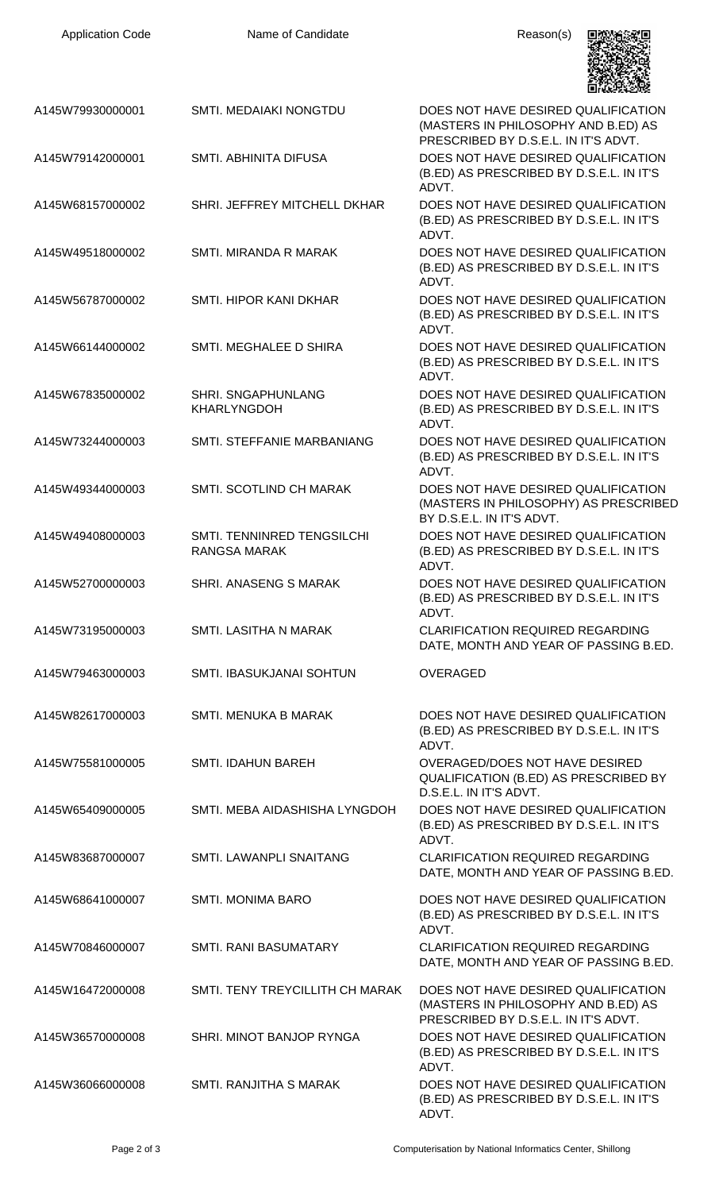| Application Code | Name of Candidate | Reason(s) |
| --- | --- | --- |
| A145W79930000001 | SMTI. MEDAIAKI NONGTDU | DOES NOT HAVE DESIRED QUALIFICATION (MASTERS IN PHILOSOPHY AND B.ED) AS PRESCRIBED BY D.S.E.L. IN IT'S ADVT. |
| A145W79142000001 | SMTI. ABHINITA DIFUSA | DOES NOT HAVE DESIRED QUALIFICATION (B.ED) AS PRESCRIBED BY D.S.E.L. IN IT'S ADVT. |
| A145W68157000002 | SHRI. JEFFREY MITCHELL DKHAR | DOES NOT HAVE DESIRED QUALIFICATION (B.ED) AS PRESCRIBED BY D.S.E.L. IN IT'S ADVT. |
| A145W49518000002 | SMTI. MIRANDA R MARAK | DOES NOT HAVE DESIRED QUALIFICATION (B.ED) AS PRESCRIBED BY D.S.E.L. IN IT'S ADVT. |
| A145W56787000002 | SMTI. HIPOR KANI DKHAR | DOES NOT HAVE DESIRED QUALIFICATION (B.ED) AS PRESCRIBED BY D.S.E.L. IN IT'S ADVT. |
| A145W66144000002 | SMTI. MEGHALEE D SHIRA | DOES NOT HAVE DESIRED QUALIFICATION (B.ED) AS PRESCRIBED BY D.S.E.L. IN IT'S ADVT. |
| A145W67835000002 | SHRI. SNGAPHUNLANG KHARLYNGDOH | DOES NOT HAVE DESIRED QUALIFICATION (B.ED) AS PRESCRIBED BY D.S.E.L. IN IT'S ADVT. |
| A145W73244000003 | SMTI. STEFFANIE MARBANIANG | DOES NOT HAVE DESIRED QUALIFICATION (B.ED) AS PRESCRIBED BY D.S.E.L. IN IT'S ADVT. |
| A145W49344000003 | SMTI. SCOTLIND CH MARAK | DOES NOT HAVE DESIRED QUALIFICATION (MASTERS IN PHILOSOPHY) AS PRESCRIBED BY D.S.E.L. IN IT'S ADVT. |
| A145W49408000003 | SMTI. TENNINRED TENGSILCHI RANGSA MARAK | DOES NOT HAVE DESIRED QUALIFICATION (B.ED) AS PRESCRIBED BY D.S.E.L. IN IT'S ADVT. |
| A145W52700000003 | SHRI. ANASENG S MARAK | DOES NOT HAVE DESIRED QUALIFICATION (B.ED) AS PRESCRIBED BY D.S.E.L. IN IT'S ADVT. |
| A145W73195000003 | SMTI. LASITHA N MARAK | CLARIFICATION REQUIRED REGARDING DATE, MONTH AND YEAR OF PASSING B.ED. |
| A145W79463000003 | SMTI. IBASUKJANAI SOHTUN | OVERAGED |
| A145W82617000003 | SMTI. MENUKA B MARAK | DOES NOT HAVE DESIRED QUALIFICATION (B.ED) AS PRESCRIBED BY D.S.E.L. IN IT'S ADVT. |
| A145W75581000005 | SMTI. IDAHUN BAREH | OVERAGED/DOES NOT HAVE DESIRED QUALIFICATION (B.ED) AS PRESCRIBED BY D.S.E.L. IN IT'S ADVT. |
| A145W65409000005 | SMTI. MEBA AIDASHISHA LYNGDOH | DOES NOT HAVE DESIRED QUALIFICATION (B.ED) AS PRESCRIBED BY D.S.E.L. IN IT'S ADVT. |
| A145W83687000007 | SMTI. LAWANPLI SNAITANG | CLARIFICATION REQUIRED REGARDING DATE, MONTH AND YEAR OF PASSING B.ED. |
| A145W68641000007 | SMTI. MONIMA BARO | DOES NOT HAVE DESIRED QUALIFICATION (B.ED) AS PRESCRIBED BY D.S.E.L. IN IT'S ADVT. |
| A145W70846000007 | SMTI. RANI BASUMATARY | CLARIFICATION REQUIRED REGARDING DATE, MONTH AND YEAR OF PASSING B.ED. |
| A145W16472000008 | SMTI. TENY TREYCILLITH CH MARAK | DOES NOT HAVE DESIRED QUALIFICATION (MASTERS IN PHILOSOPHY AND B.ED) AS PRESCRIBED BY D.S.E.L. IN IT'S ADVT. |
| A145W36570000008 | SHRI. MINOT BANJOP RYNGA | DOES NOT HAVE DESIRED QUALIFICATION (B.ED) AS PRESCRIBED BY D.S.E.L. IN IT'S ADVT. |
| A145W36066000008 | SMTI. RANJITHA S MARAK | DOES NOT HAVE DESIRED QUALIFICATION (B.ED) AS PRESCRIBED BY D.S.E.L. IN IT'S ADVT. |

Computerisation by National Informatics Center, Shillong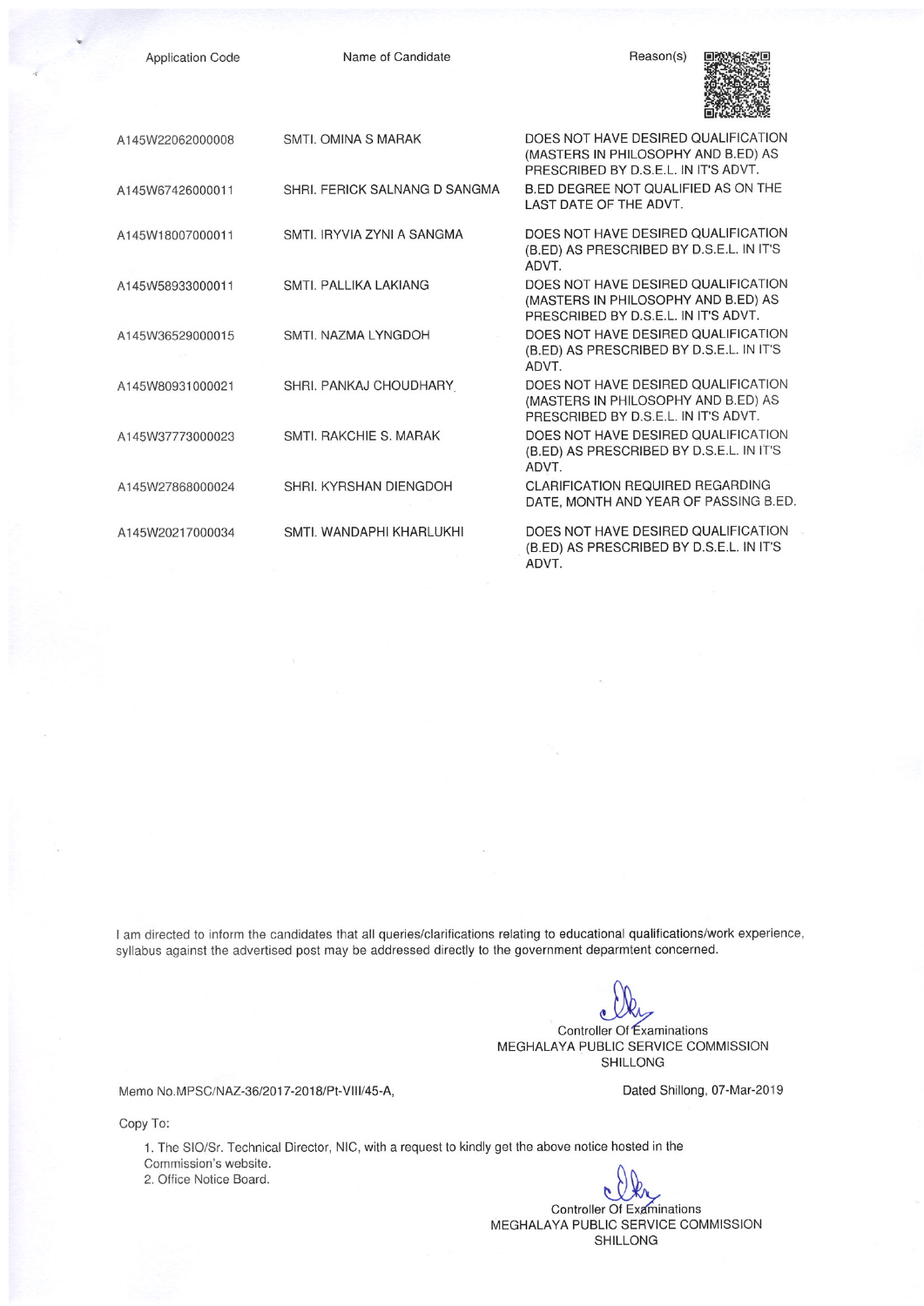| Application Code | Name of Candidate | Reason(s) |
|---|---|---|
| A145W22062000008 | SMTI. OMINA S MARAK | DOES NOT HAVE DESIRED QUALIFICATION (MASTERS IN PHILOSOPHY AND B.ED) AS PRESCRIBED BY D.S.E.L. IN IT'S ADVT. |
| A145W67426000011 | SHRI. FERICK SALNANG D SANGMA | B.ED DEGREE NOT QUALIFIED AS ON THE LAST DATE OF THE ADVT. |
| A145W18007000011 | SMTI. IRYVIA ZYNI A SANGMA | DOES NOT HAVE DESIRED QUALIFICATION (B.ED) AS PRESCRIBED BY D.S.E.L. IN IT'S ADVT. |
| A145W58933000011 | SMTI. PALLIKA LAKIANG | DOES NOT HAVE DESIRED QUALIFICATION (MASTERS IN PHILOSOPHY AND B.ED) AS PRESCRIBED BY D.S.E.L. IN IT'S ADVT. |
| A145W36529000015 | SMTI. NAZMA LYNGDOH | DOES NOT HAVE DESIRED QUALIFICATION (B.ED) AS PRESCRIBED BY D.S.E.L. IN IT'S ADVT. |
| A145W80931000021 | SHRI. PANKAJ CHOUDHARY | DOES NOT HAVE DESIRED QUALIFICATION (MASTERS IN PHILOSOPHY AND B.ED) AS PRESCRIBED BY D.S.E.L. IN IT'S ADVT. |
| A145W37773000023 | SMTI. RAKCHIE S. MARAK | DOES NOT HAVE DESIRED QUALIFICATION (B.ED) AS PRESCRIBED BY D.S.E.L. IN IT'S ADVT. |
| A145W27868000024 | SHRI. KYRSHAN DIENGDOH | CLARIFICATION REQUIRED REGARDING DATE, MONTH AND YEAR OF PASSING B.ED. |
| A145W20217000034 | SMTI. WANDAPHI KHARLUKHI | DOES NOT HAVE DESIRED QUALIFICATION (B.ED) AS PRESCRIBED BY D.S.E.L. IN IT'S ADVT. |

I am directed to inform the candidates that all queries/clarifications relating to educational qualifications/work experience, syllabus against the advertised post may be addressed directly to the government deparmtent concerned.

Controller Of Examinations
MEGHALAYA PUBLIC SERVICE COMMISSION
SHILLONG

Memo No.MPSC/NAZ-36/2017-2018/Pt-VIII/45-A,

Dated Shillong, 07-Mar-2019

Copy To:

1. The SIO/Sr. Technical Director, NIC, with a request to kindly get the above notice hosted in the Commission's website.
2. Office Notice Board.

Controller Of Examinations
MEGHALAYA PUBLIC SERVICE COMMISSION
SHILLONG